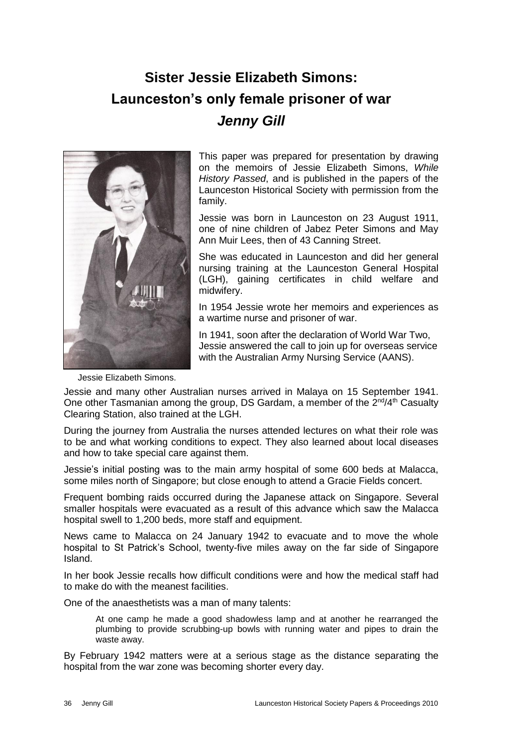# Sister Jessie Elizabeth Simons: Launceston's only female prisoner of war

## *Jenny Gill*

Jessie Elizabeth Simons.

This paper was prepared for presentation by drawing on the memoirs of Jessie Elizabeth Simons, *While History Passed*, and is published in the papers of the Launceston Historical Society with permission from the family.

Jessie was born in Launceston on 23 August 1911, one of nine children of Jabez Peter Simons and May Ann Muir Lees, then of 43 Canning Street.

She was educated in Launceston and did her general nursing training at the Launceston General Hospital (LGH), gaining certificates in child welfare and midwifery.

In 1954 Jessie wrote her memoirs and experiences as a wartime nurse and prisoner of war.

In 1941, soon after the declaration of World War Two, Jessie answered the call to join up for overseas service with the Australian Army Nursing Service (AANS).

Jessie and many other Australian nurses arrived in Malaya on 15 September 1941. One other Tasmanian among the group, DS Gardam, a member of the 2nd/4th Casualty Clearing Station, also trained at the LGH.

During the journey from Australia the nurses attended lectures on what their role was to be and what working conditions to expect. They also learned about local diseases and how to take special care against them.

Jessie's initial posting was to the main army hospital of some 600 beds at Malacca, some miles north of Singapore; but close enough to attend a Gracie Fields concert.

Frequent bombing raids occurred during the Japanese attack on Singapore. Several smaller hospitals were evacuated as a result of this advance which saw the Malacca hospital swell to 1,200 beds, more staff and equipment.

News came to Malacca on 24 January 1942 to evacuate and to move the whole hospital to St Patrick's School, twenty-five miles away on the far side of Singapore Island.

In her book Jessie recalls how difficult conditions were and how the medical staff had to make do with the meanest facilities.

One of the anaesthetists was a man of many talents:

> At one camp he made a good shadowless lamp and at another he rearranged the plumbing to provide scrubbing-up bowls with running water and pipes to drain the waste away.

By February 1942 matters were at a serious stage as the distance separating the hospital from the war zone was becoming shorter every day.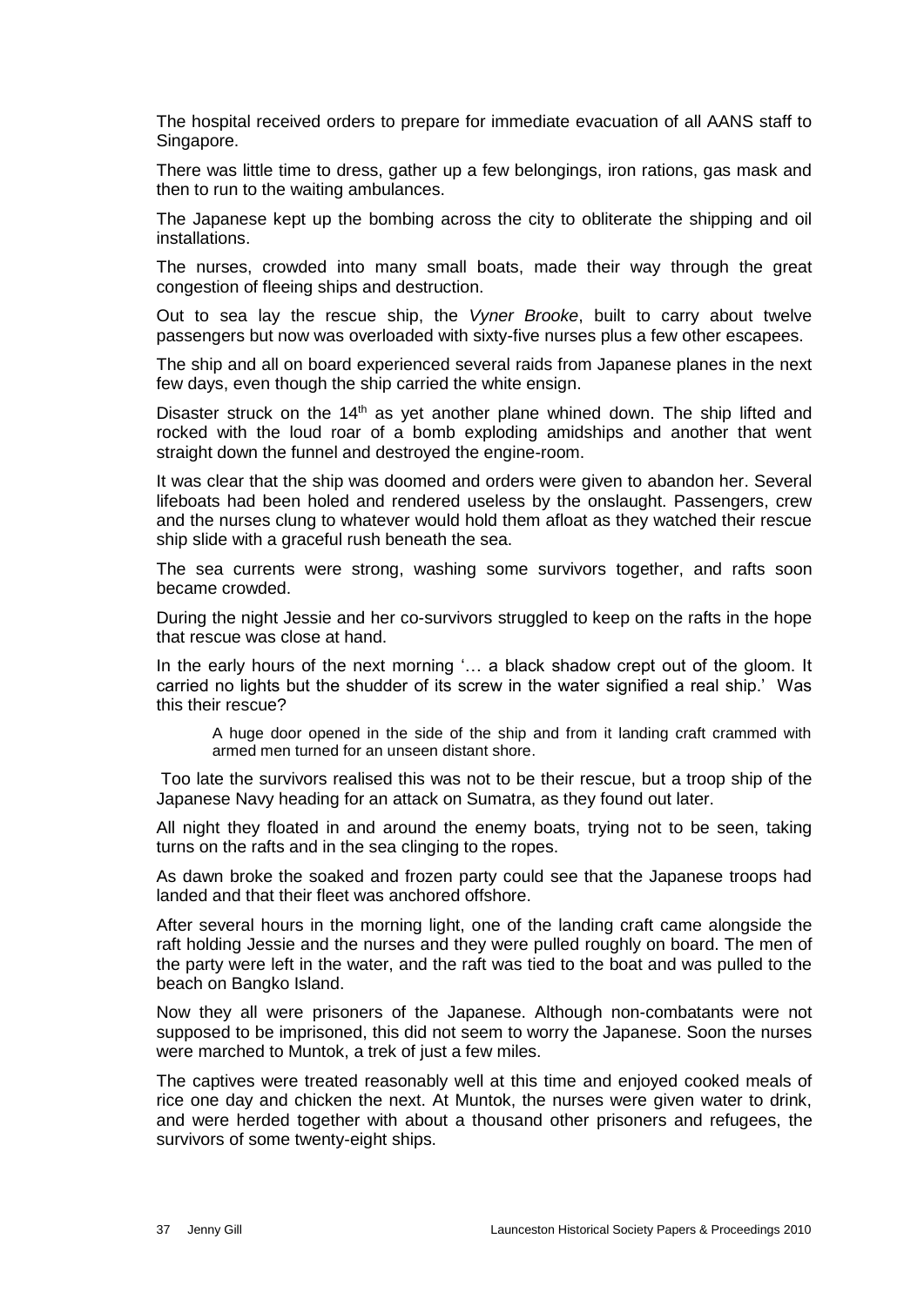The hospital received orders to prepare for immediate evacuation of all AANS staff to Singapore.

There was little time to dress, gather up a few belongings, iron rations, gas mask and then to run to the waiting ambulances.

The Japanese kept up the bombing across the city to obliterate the shipping and oil installations.

The nurses, crowded into many small boats, made their way through the great congestion of fleeing ships and destruction.

Out to sea lay the rescue ship, the *Vyner Brooke*, built to carry about twelve passengers but now was overloaded with sixty-five nurses plus a few other escapees.

The ship and all on board experienced several raids from Japanese planes in the next few days, even though the ship carried the white ensign.

Disaster struck on the 14th as yet another plane whined down. The ship lifted and rocked with the loud roar of a bomb exploding amidships and another that went straight down the funnel and destroyed the engine-room.

It was clear that the ship was doomed and orders were given to abandon her. Several lifeboats had been holed and rendered useless by the onslaught. Passengers, crew and the nurses clung to whatever would hold them afloat as they watched their rescue ship slide with a graceful rush beneath the sea.

The sea currents were strong, washing some survivors together, and rafts soon became crowded.

During the night Jessie and her co-survivors struggled to keep on the rafts in the hope that rescue was close at hand.

In the early hours of the next morning '… a black shadow crept out of the gloom. It carried no lights but the shudder of its screw in the water signified a real ship.' Was this their rescue?

> A huge door opened in the side of the ship and from it landing craft crammed with armed men turned for an unseen distant shore.

Too late the survivors realised this was not to be their rescue, but a troop ship of the Japanese Navy heading for an attack on Sumatra, as they found out later.

All night they floated in and around the enemy boats, trying not to be seen, taking turns on the rafts and in the sea clinging to the ropes.

As dawn broke the soaked and frozen party could see that the Japanese troops had landed and that their fleet was anchored offshore.

After several hours in the morning light, one of the landing craft came alongside the raft holding Jessie and the nurses and they were pulled roughly on board. The men of the party were left in the water, and the raft was tied to the boat and was pulled to the beach on Bangko Island.

Now they all were prisoners of the Japanese. Although non-combatants were not supposed to be imprisoned, this did not seem to worry the Japanese. Soon the nurses were marched to Muntok, a trek of just a few miles.

The captives were treated reasonably well at this time and enjoyed cooked meals of rice one day and chicken the next. At Muntok, the nurses were given water to drink, and were herded together with about a thousand other prisoners and refugees, the survivors of some twenty-eight ships.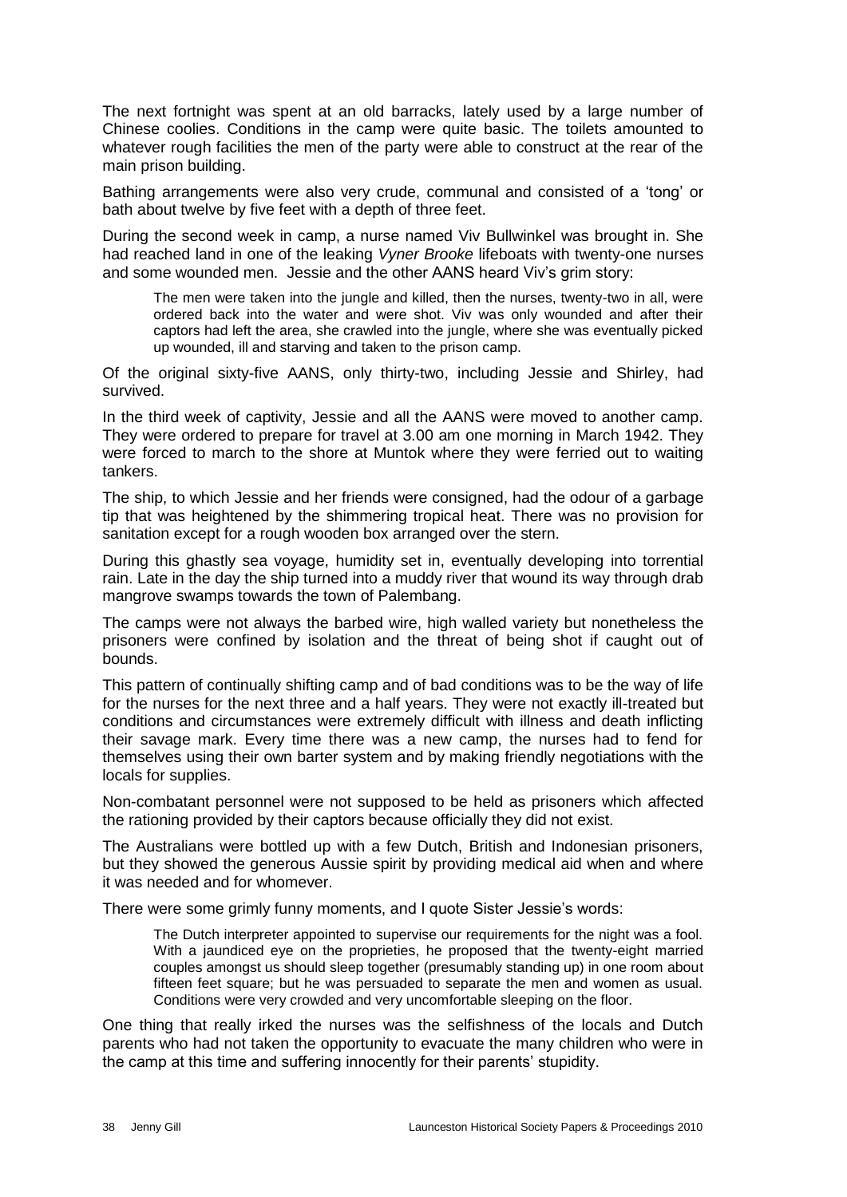The next fortnight was spent at an old barracks, lately used by a large number of Chinese coolies. Conditions in the camp were quite basic. The toilets amounted to whatever rough facilities the men of the party were able to construct at the rear of the main prison building.

Bathing arrangements were also very crude, communal and consisted of a 'tong' or bath about twelve by five feet with a depth of three feet.

During the second week in camp, a nurse named Viv Bullwinkel was brought in. She had reached land in one of the leaking *Vyner Brooke* lifeboats with twenty-one nurses and some wounded men. Jessie and the other AANS heard Viv's grim story:

> The men were taken into the jungle and killed, then the nurses, twenty-two in all, were ordered back into the water and were shot. Viv was only wounded and after their captors had left the area, she crawled into the jungle, where she was eventually picked up wounded, ill and starving and taken to the prison camp.

Of the original sixty-five AANS, only thirty-two, including Jessie and Shirley, had survived.

In the third week of captivity, Jessie and all the AANS were moved to another camp. They were ordered to prepare for travel at 3.00 am one morning in March 1942. They were forced to march to the shore at Muntok where they were ferried out to waiting tankers.

The ship, to which Jessie and her friends were consigned, had the odour of a garbage tip that was heightened by the shimmering tropical heat. There was no provision for sanitation except for a rough wooden box arranged over the stern.

During this ghastly sea voyage, humidity set in, eventually developing into torrential rain. Late in the day the ship turned into a muddy river that wound its way through drab mangrove swamps towards the town of Palembang.

The camps were not always the barbed wire, high walled variety but nonetheless the prisoners were confined by isolation and the threat of being shot if caught out of bounds.

This pattern of continually shifting camp and of bad conditions was to be the way of life for the nurses for the next three and a half years. They were not exactly ill-treated but conditions and circumstances were extremely difficult with illness and death inflicting their savage mark. Every time there was a new camp, the nurses had to fend for themselves using their own barter system and by making friendly negotiations with the locals for supplies.

Non-combatant personnel were not supposed to be held as prisoners which affected the rationing provided by their captors because officially they did not exist.

The Australians were bottled up with a few Dutch, British and Indonesian prisoners, but they showed the generous Aussie spirit by providing medical aid when and where it was needed and for whomever.

There were some grimly funny moments, and I quote Sister Jessie's words:

> The Dutch interpreter appointed to supervise our requirements for the night was a fool. With a jaundiced eye on the proprieties, he proposed that the twenty-eight married couples amongst us should sleep together (presumably standing up) in one room about fifteen feet square; but he was persuaded to separate the men and women as usual. Conditions were very crowded and very uncomfortable sleeping on the floor.

One thing that really irked the nurses was the selfishness of the locals and Dutch parents who had not taken the opportunity to evacuate the many children who were in the camp at this time and suffering innocently for their parents' stupidity.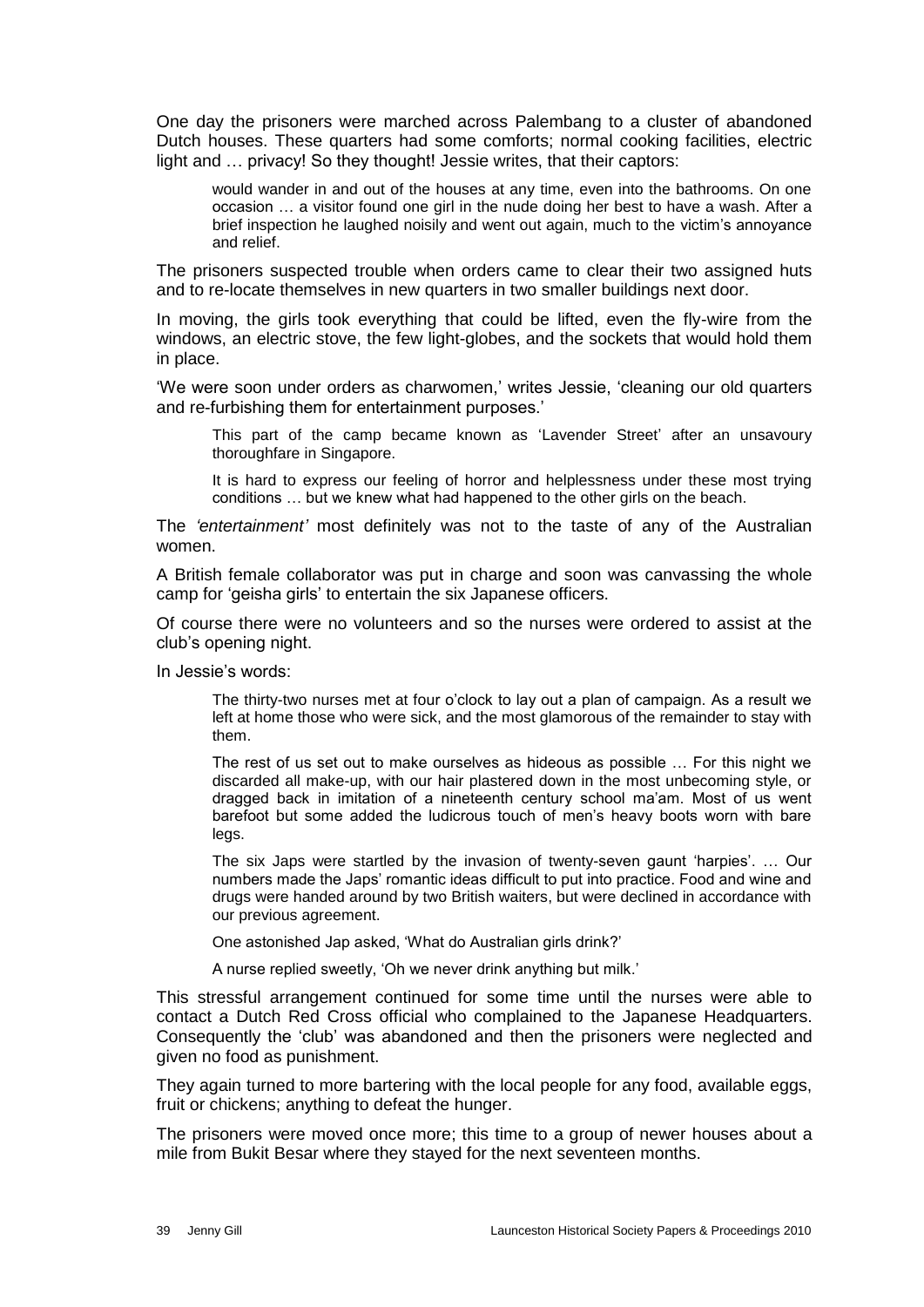One day the prisoners were marched across Palembang to a cluster of abandoned Dutch houses. These quarters had some comforts; normal cooking facilities, electric light and … privacy! So they thought! Jessie writes, that their captors:

> would wander in and out of the houses at any time, even into the bathrooms. On one occasion … a visitor found one girl in the nude doing her best to have a wash. After a brief inspection he laughed noisily and went out again, much to the victim's annoyance and relief.

The prisoners suspected trouble when orders came to clear their two assigned huts and to re-locate themselves in new quarters in two smaller buildings next door.

In moving, the girls took everything that could be lifted, even the fly-wire from the windows, an electric stove, the few light-globes, and the sockets that would hold them in place.

'We were soon under orders as charwomen,' writes Jessie, 'cleaning our old quarters and re-furbishing them for entertainment purposes.'

> This part of the camp became known as 'Lavender Street' after an unsavoury thoroughfare in Singapore.
>
> It is hard to express our feeling of horror and helplessness under these most trying conditions … but we knew what had happened to the other girls on the beach.

The *'entertainment'* most definitely was not to the taste of any of the Australian women.

A British female collaborator was put in charge and soon was canvassing the whole camp for 'geisha girls' to entertain the six Japanese officers.

Of course there were no volunteers and so the nurses were ordered to assist at the club's opening night.

In Jessie's words:

> The thirty-two nurses met at four o'clock to lay out a plan of campaign. As a result we left at home those who were sick, and the most glamorous of the remainder to stay with them.
>
> The rest of us set out to make ourselves as hideous as possible … For this night we discarded all make-up, with our hair plastered down in the most unbecoming style, or dragged back in imitation of a nineteenth century school ma'am. Most of us went barefoot but some added the ludicrous touch of men's heavy boots worn with bare legs.
>
> The six Japs were startled by the invasion of twenty-seven gaunt 'harpies'. … Our numbers made the Japs' romantic ideas difficult to put into practice. Food and wine and drugs were handed around by two British waiters, but were declined in accordance with our previous agreement.
>
> One astonished Jap asked, 'What do Australian girls drink?'
>
> A nurse replied sweetly, 'Oh we never drink anything but milk.'

This stressful arrangement continued for some time until the nurses were able to contact a Dutch Red Cross official who complained to the Japanese Headquarters. Consequently the 'club' was abandoned and then the prisoners were neglected and given no food as punishment.

They again turned to more bartering with the local people for any food, available eggs, fruit or chickens; anything to defeat the hunger.

The prisoners were moved once more; this time to a group of newer houses about a mile from Bukit Besar where they stayed for the next seventeen months.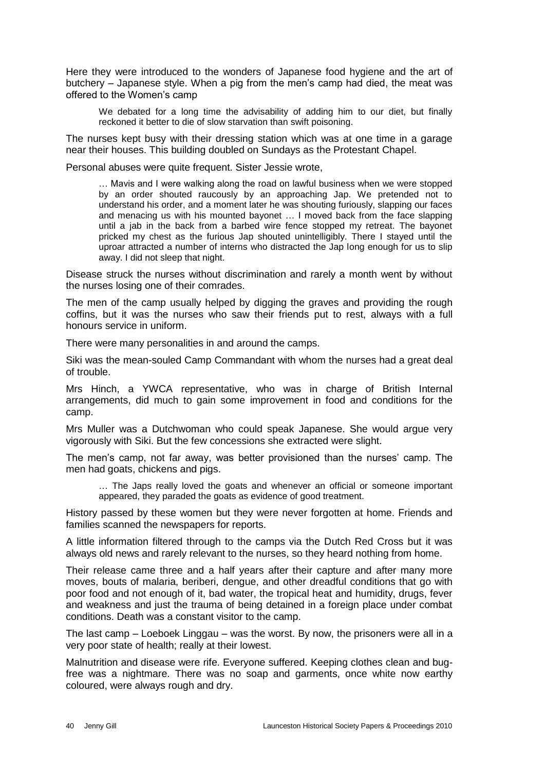Here they were introduced to the wonders of Japanese food hygiene and the art of butchery – Japanese style. When a pig from the men's camp had died, the meat was offered to the Women's camp

> We debated for a long time the advisability of adding him to our diet, but finally reckoned it better to die of slow starvation than swift poisoning.

The nurses kept busy with their dressing station which was at one time in a garage near their houses. This building doubled on Sundays as the Protestant Chapel.

Personal abuses were quite frequent. Sister Jessie wrote,

> … Mavis and I were walking along the road on lawful business when we were stopped by an order shouted raucously by an approaching Jap. We pretended not to understand his order, and a moment later he was shouting furiously, slapping our faces and menacing us with his mounted bayonet … I moved back from the face slapping until a jab in the back from a barbed wire fence stopped my retreat. The bayonet pricked my chest as the furious Jap shouted unintelligibly. There I stayed until the uproar attracted a number of interns who distracted the Jap long enough for us to slip away. I did not sleep that night.

Disease struck the nurses without discrimination and rarely a month went by without the nurses losing one of their comrades.

The men of the camp usually helped by digging the graves and providing the rough coffins, but it was the nurses who saw their friends put to rest, always with a full honours service in uniform.

There were many personalities in and around the camps.

Siki was the mean-souled Camp Commandant with whom the nurses had a great deal of trouble.

Mrs Hinch, a YWCA representative, who was in charge of British Internal arrangements, did much to gain some improvement in food and conditions for the camp.

Mrs Muller was a Dutchwoman who could speak Japanese. She would argue very vigorously with Siki. But the few concessions she extracted were slight.

The men's camp, not far away, was better provisioned than the nurses' camp. The men had goats, chickens and pigs.

> … The Japs really loved the goats and whenever an official or someone important appeared, they paraded the goats as evidence of good treatment.

History passed by these women but they were never forgotten at home. Friends and families scanned the newspapers for reports.

A little information filtered through to the camps via the Dutch Red Cross but it was always old news and rarely relevant to the nurses, so they heard nothing from home.

Their release came three and a half years after their capture and after many more moves, bouts of malaria, beriberi, dengue, and other dreadful conditions that go with poor food and not enough of it, bad water, the tropical heat and humidity, drugs, fever and weakness and just the trauma of being detained in a foreign place under combat conditions. Death was a constant visitor to the camp.

The last camp – Loeboek Linggau – was the worst. By now, the prisoners were all in a very poor state of health; really at their lowest.

Malnutrition and disease were rife. Everyone suffered. Keeping clothes clean and bug-free was a nightmare. There was no soap and garments, once white now earthy coloured, were always rough and dry.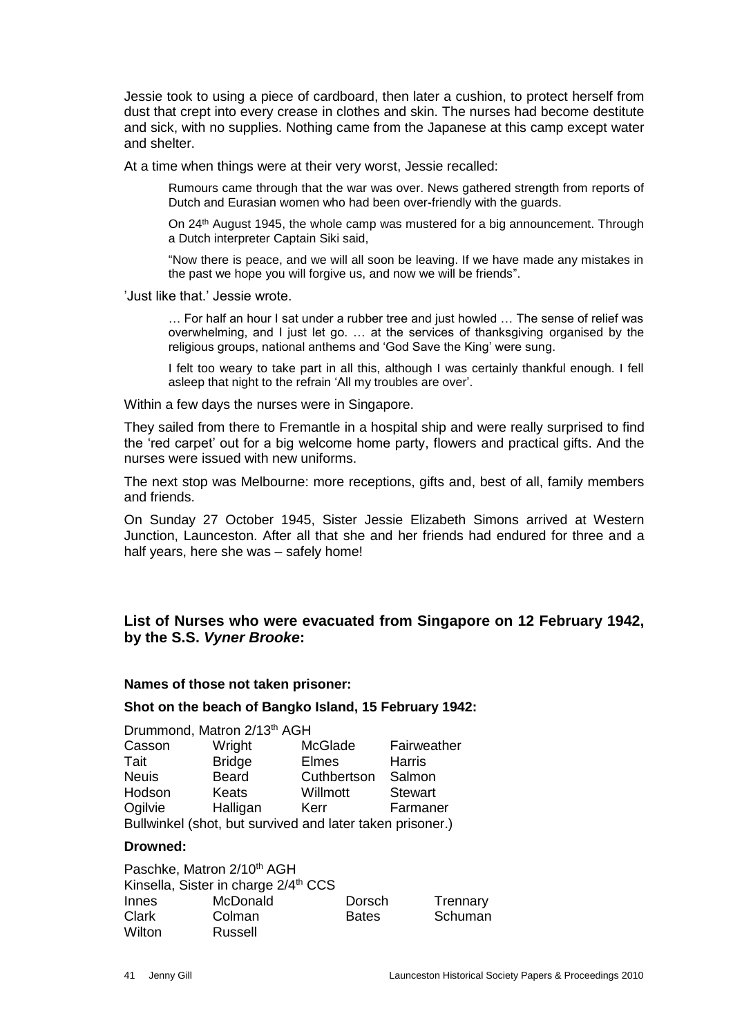Jessie took to using a piece of cardboard, then later a cushion, to protect herself from dust that crept into every crease in clothes and skin. The nurses had become destitute and sick, with no supplies. Nothing came from the Japanese at this camp except water and shelter.

At a time when things were at their very worst, Jessie recalled:

> Rumours came through that the war was over. News gathered strength from reports of Dutch and Eurasian women who had been over-friendly with the guards.
>
> On 24th August 1945, the whole camp was mustered for a big announcement. Through a Dutch interpreter Captain Siki said,
>
> "Now there is peace, and we will all soon be leaving. If we have made any mistakes in the past we hope you will forgive us, and now we will be friends".

'Just like that.' Jessie wrote.

> … For half an hour I sat under a rubber tree and just howled … The sense of relief was overwhelming, and I just let go. … at the services of thanksgiving organised by the religious groups, national anthems and 'God Save the King' were sung.
>
> I felt too weary to take part in all this, although I was certainly thankful enough. I fell asleep that night to the refrain 'All my troubles are over'.

Within a few days the nurses were in Singapore.

They sailed from there to Fremantle in a hospital ship and were really surprised to find the 'red carpet' out for a big welcome home party, flowers and practical gifts. And the nurses were issued with new uniforms.

The next stop was Melbourne: more receptions, gifts and, best of all, family members and friends.

On Sunday 27 October 1945, Sister Jessie Elizabeth Simons arrived at Western Junction, Launceston. After all that she and her friends had endured for three and a half years, here she was – safely home!

## List of Nurses who were evacuated from Singapore on 12 February 1942, by the S.S. *Vyner Brooke*:

**Names of those not taken prisoner:**

**Shot on the beach of Bangko Island, 15 February 1942:**

Drummond, Matron 2/13th AGH

| | | | |
|---|---|---|---|
| Casson | Wright | McGlade | Fairweather |
| Tait | Bridge | Elmes | Harris |
| Neuis | Beard | Cuthbertson | Salmon |
| Hodson | Keats | Willmott | Stewart |
| Ogilvie | Halligan | Kerr | Farmaner |

Bullwinkel (shot, but survived and later taken prisoner.)

**Drowned:**

Paschke, Matron 2/10th AGH
Kinsella, Sister in charge 2/4th CCS

| | | | |
|---|---|---|---|
| Innes | McDonald | Dorsch | Trennary |
| Clark | Colman | Bates | Schuman |
| Wilton | Russell | | |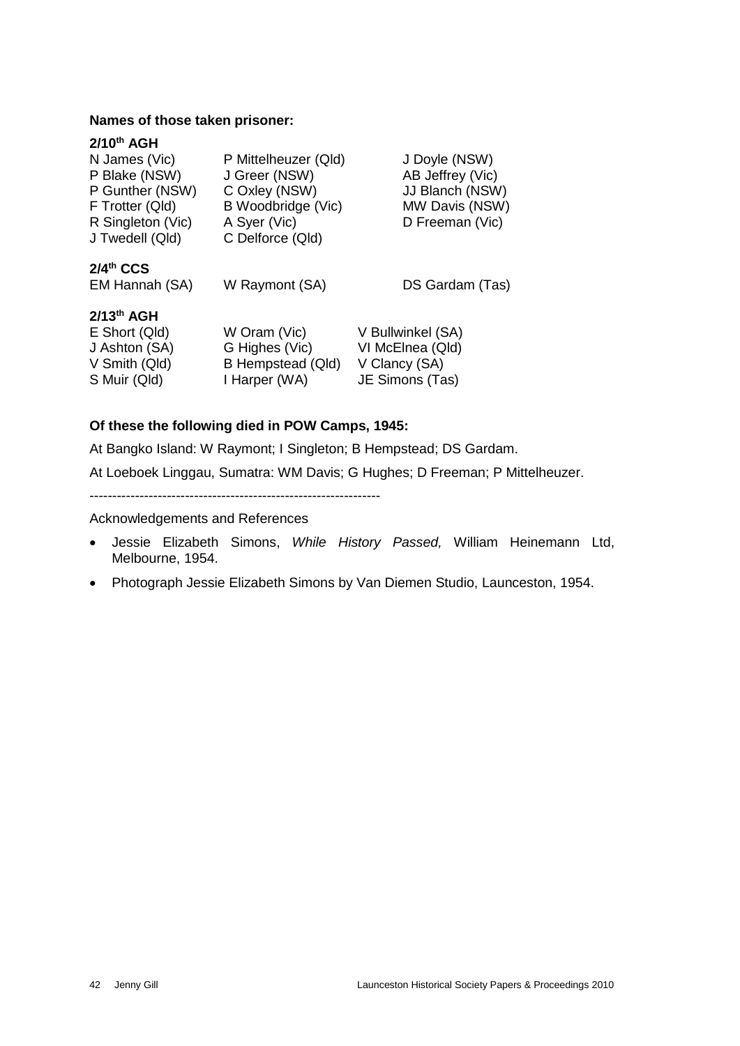**Names of those taken prisoner:**

**2/10th AGH**

| | | |
|---|---|---|
| N James (Vic) | P Mittelheuzer (Qld) | J Doyle (NSW) |
| P Blake (NSW) | J Greer (NSW) | AB Jeffrey (Vic) |
| P Gunther (NSW) | C Oxley (NSW) | JJ Blanch (NSW) |
| F Trotter (Qld) | B Woodbridge (Vic) | MW Davis (NSW) |
| R Singleton (Vic) | A Syer (Vic) | D Freeman (Vic) |
| J Twedell (Qld) | C Delforce (Qld) | |

**2/4th CCS**

| | | |
|---|---|---|
| EM Hannah (SA) | W Raymont (SA) | DS Gardam (Tas) |

**2/13th AGH**

| | | |
|---|---|---|
| E Short (Qld) | W Oram (Vic) | V Bullwinkel (SA) |
| J Ashton (SA) | G Highes (Vic) | VI McElnea (Qld) |
| V Smith (Qld) | B Hempstead (Qld) | V Clancy (SA) |
| S Muir (Qld) | I Harper (WA) | JE Simons (Tas) |

**Of these the following died in POW Camps, 1945:**

At Bangko Island: W Raymont; I Singleton; B Hempstead; DS Gardam.

At Loeboek Linggau, Sumatra: WM Davis; G Hughes; D Freeman; P Mittelheuzer.

---

Acknowledgements and References

- Jessie Elizabeth Simons, *While History Passed,* William Heinemann Ltd, Melbourne, 1954.
- Photograph Jessie Elizabeth Simons by Van Diemen Studio, Launceston, 1954.